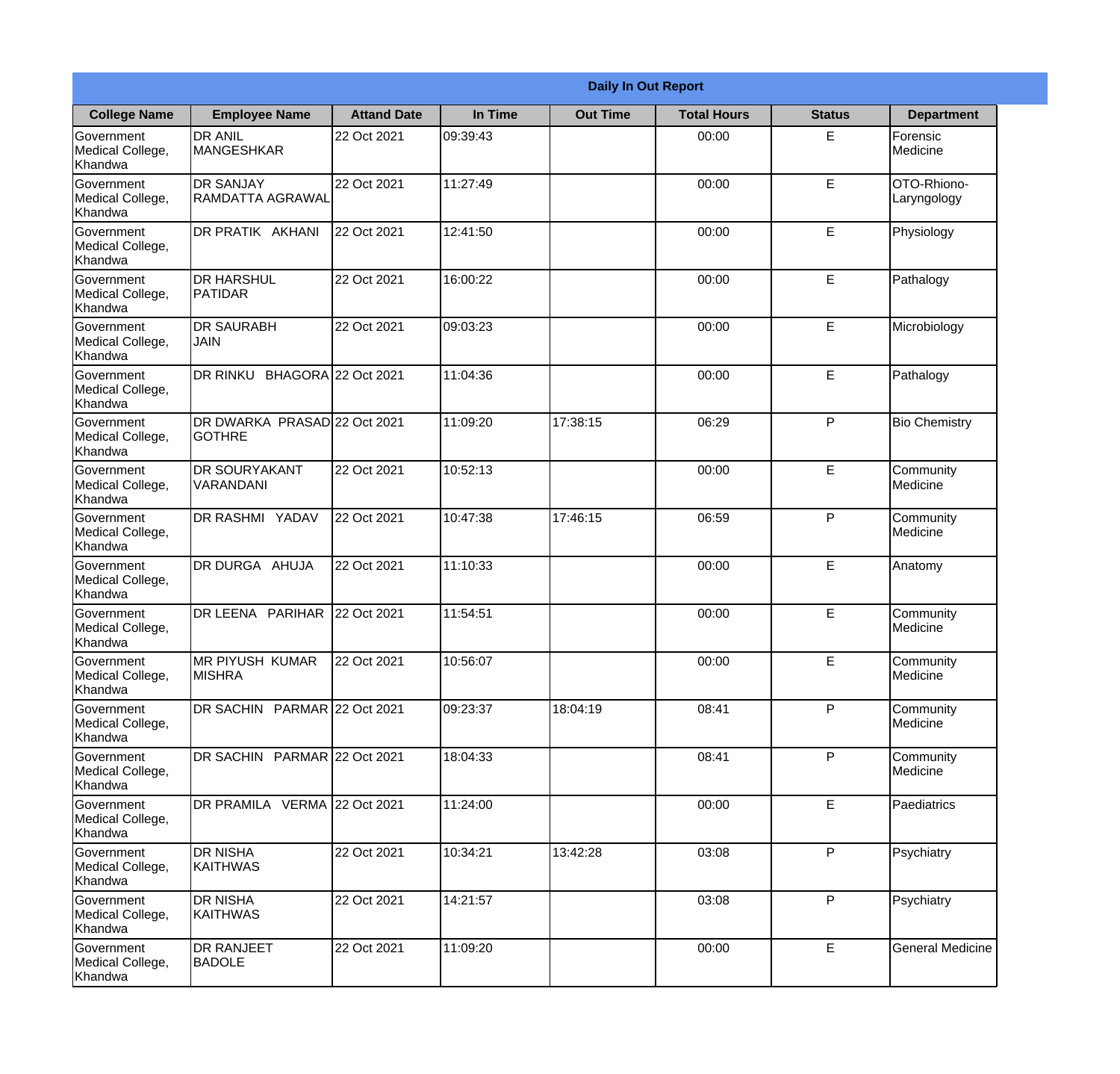| Daily In Out Report | | | | | | | |
|---|---|---|---|---|---|---|---|
| **College Name** | **Employee Name** | **Attand Date** | **In Time** | **Out Time** | **Total Hours** | **Status** | **Department** |
| Government Medical College, Khandwa | DR ANIL MANGESHKAR | 22 Oct 2021 | 09:39:43 | | 00:00 | E | Forensic Medicine |
| Government Medical College, Khandwa | DR SANJAY RAMDATTA AGRAWAL | 22 Oct 2021 | 11:27:49 | | 00:00 | E | OTO-Rhiono-Laryngology |
| Government Medical College, Khandwa | DR PRATIK AKHANI | 22 Oct 2021 | 12:41:50 | | 00:00 | E | Physiology |
| Government Medical College, Khandwa | DR HARSHUL PATIDAR | 22 Oct 2021 | 16:00:22 | | 00:00 | E | Pathalogy |
| Government Medical College, Khandwa | DR SAURABH JAIN | 22 Oct 2021 | 09:03:23 | | 00:00 | E | Microbiology |
| Government Medical College, Khandwa | DR RINKU BHAGORA | 22 Oct 2021 | 11:04:36 | | 00:00 | E | Pathalogy |
| Government Medical College, Khandwa | DR DWARKA PRASAD GOTHRE | 22 Oct 2021 | 11:09:20 | 17:38:15 | 06:29 | P | Bio Chemistry |
| Government Medical College, Khandwa | DR SOURYAKANT VARANDANI | 22 Oct 2021 | 10:52:13 | | 00:00 | E | Community Medicine |
| Government Medical College, Khandwa | DR RASHMI YADAV | 22 Oct 2021 | 10:47:38 | 17:46:15 | 06:59 | P | Community Medicine |
| Government Medical College, Khandwa | DR DURGA AHUJA | 22 Oct 2021 | 11:10:33 | | 00:00 | E | Anatomy |
| Government Medical College, Khandwa | DR LEENA PARIHAR | 22 Oct 2021 | 11:54:51 | | 00:00 | E | Community Medicine |
| Government Medical College, Khandwa | MR PIYUSH KUMAR MISHRA | 22 Oct 2021 | 10:56:07 | | 00:00 | E | Community Medicine |
| Government Medical College, Khandwa | DR SACHIN PARMAR | 22 Oct 2021 | 09:23:37 | 18:04:19 | 08:41 | P | Community Medicine |
| Government Medical College, Khandwa | DR SACHIN PARMAR | 22 Oct 2021 | 18:04:33 | | 08:41 | P | Community Medicine |
| Government Medical College, Khandwa | DR PRAMILA VERMA | 22 Oct 2021 | 11:24:00 | | 00:00 | E | Paediatrics |
| Government Medical College, Khandwa | DR NISHA KAITHWAS | 22 Oct 2021 | 10:34:21 | 13:42:28 | 03:08 | P | Psychiatry |
| Government Medical College, Khandwa | DR NISHA KAITHWAS | 22 Oct 2021 | 14:21:57 | | 03:08 | P | Psychiatry |
| Government Medical College, Khandwa | DR RANJEET BADOLE | 22 Oct 2021 | 11:09:20 | | 00:00 | E | General Medicine |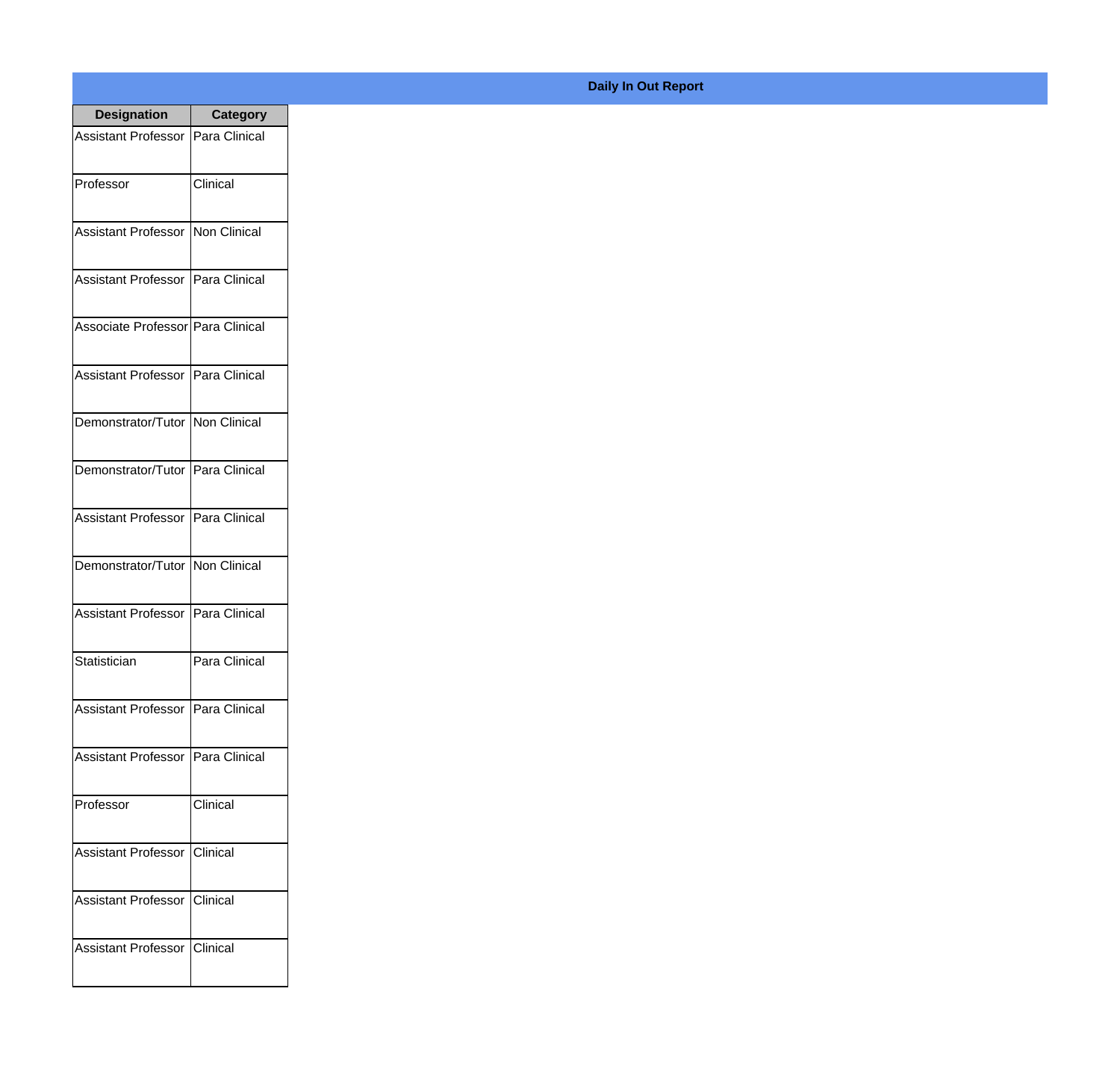**Daily In Out Report**

| Designation | Category |
| --- | --- |
| Assistant Professor | Para Clinical |
| Professor | Clinical |
| Assistant Professor | Non Clinical |
| Assistant Professor | Para Clinical |
| Associate Professor | Para Clinical |
| Assistant Professor | Para Clinical |
| Demonstrator/Tutor | Non Clinical |
| Demonstrator/Tutor | Para Clinical |
| Assistant Professor | Para Clinical |
| Demonstrator/Tutor | Non Clinical |
| Assistant Professor | Para Clinical |
| Statistician | Para Clinical |
| Assistant Professor | Para Clinical |
| Assistant Professor | Para Clinical |
| Professor | Clinical |
| Assistant Professor | Clinical |
| Assistant Professor | Clinical |
| Assistant Professor | Clinical |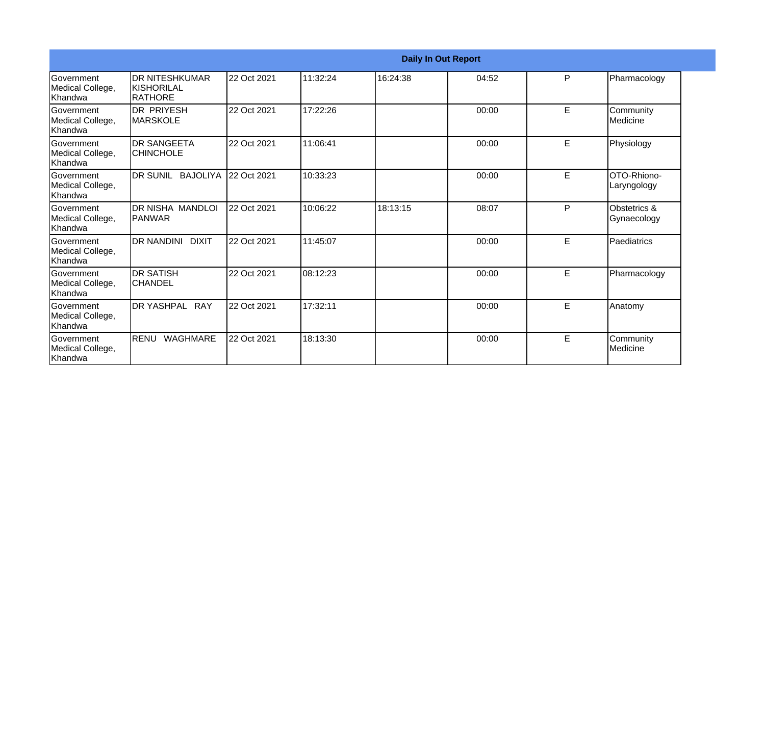**Daily In Out Report**

| | | | | | | | |
|---|---|---|---|---|---|---|---|
| Government Medical College, Khandwa | DR NITESHKUMAR KISHORILAL RATHORE | 22 Oct 2021 | 11:32:24 | 16:24:38 | 04:52 | P | Pharmacology |
| Government Medical College, Khandwa | DR PRIYESH MARSKOLE | 22 Oct 2021 | 17:22:26 | | 00:00 | E | Community Medicine |
| Government Medical College, Khandwa | DR SANGEETA CHINCHOLE | 22 Oct 2021 | 11:06:41 | | 00:00 | E | Physiology |
| Government Medical College, Khandwa | DR SUNIL BAJOLIYA | 22 Oct 2021 | 10:33:23 | | 00:00 | E | OTO-Rhiono-Laryngology |
| Government Medical College, Khandwa | DR NISHA MANDLOI PANWAR | 22 Oct 2021 | 10:06:22 | 18:13:15 | 08:07 | P | Obstetrics & Gynaecology |
| Government Medical College, Khandwa | DR NANDINI DIXIT | 22 Oct 2021 | 11:45:07 | | 00:00 | E | Paediatrics |
| Government Medical College, Khandwa | DR SATISH CHANDEL | 22 Oct 2021 | 08:12:23 | | 00:00 | E | Pharmacology |
| Government Medical College, Khandwa | DR YASHPAL RAY | 22 Oct 2021 | 17:32:11 | | 00:00 | E | Anatomy |
| Government Medical College, Khandwa | RENU WAGHMARE | 22 Oct 2021 | 18:13:30 | | 00:00 | E | Community Medicine |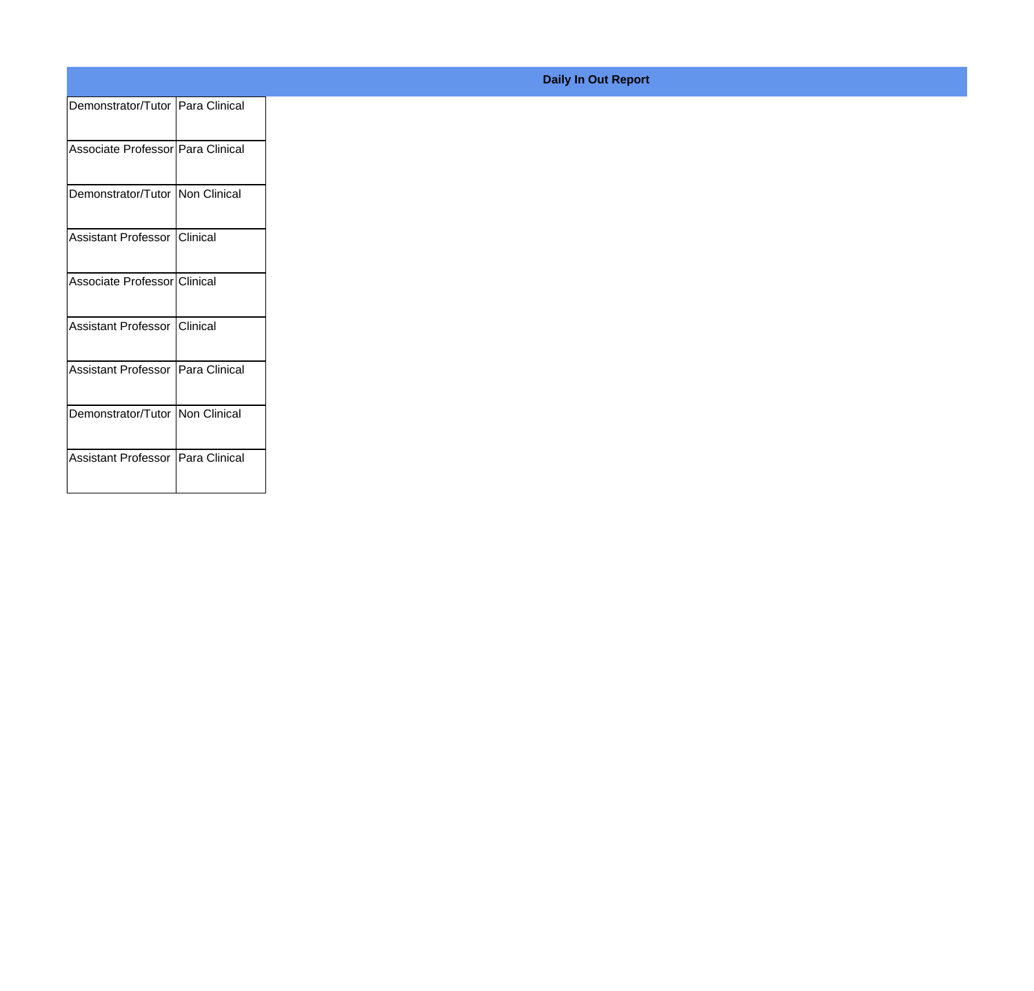**Daily In Out Report**

| | |
|---|---|
| Demonstrator/Tutor | Para Clinical |
| Associate Professor | Para Clinical |
| Demonstrator/Tutor | Non Clinical |
| Assistant Professor | Clinical |
| Associate Professor | Clinical |
| Assistant Professor | Clinical |
| Assistant Professor | Para Clinical |
| Demonstrator/Tutor | Non Clinical |
| Assistant Professor | Para Clinical |